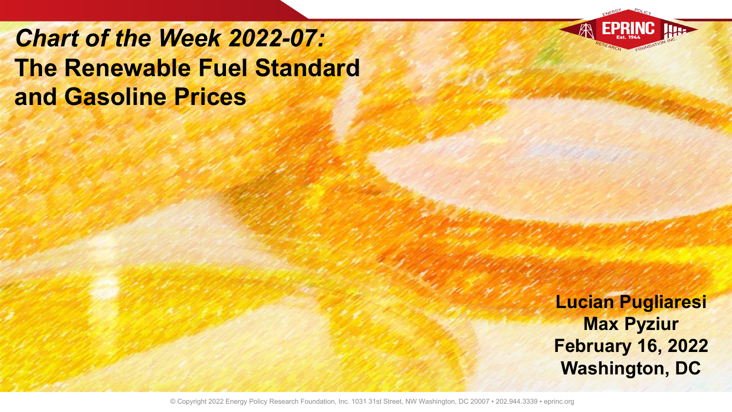# *Chart of the Week 2022-07:* The Renewable Fuel Standard and Gasoline Prices

**Lucian Pugliaresi**
**Max Pyziur**
**February 16, 2022**
**Washington, DC**

© Copyright 2022 Energy Policy Research Foundation, Inc. 1031 31st Street, NW Washington, DC 20007 • 202.944.3339 • eprinc.org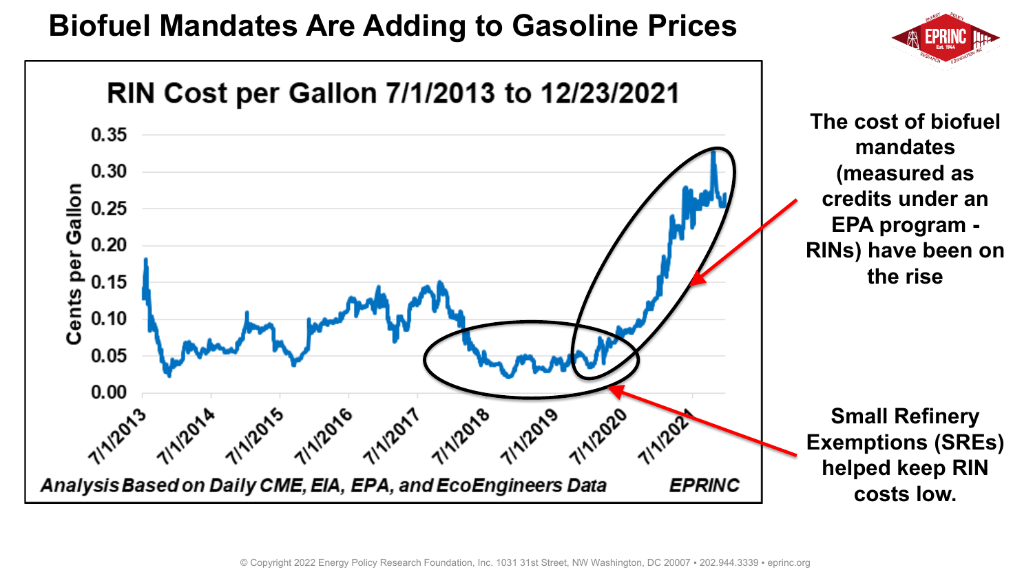# Biofuel Mandates Are Adding to Gasoline Prices

**RIN Cost per Gallon 7/1/2013 to 12/23/2021**

*Analysis Based on Daily CME, EIA, EPA, and EcoEngineers Data* — EPRINC

**The cost of biofuel mandates (measured as credits under an EPA program - RINs) have been on the rise**

**Small Refinery Exemptions (SREs) helped keep RIN costs low.**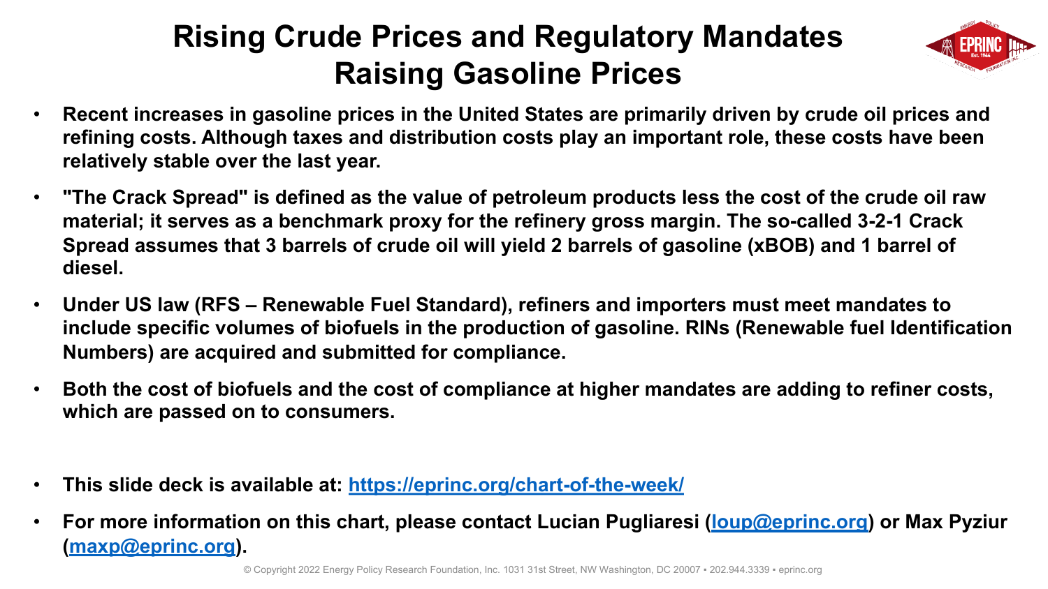# Rising Crude Prices and Regulatory Mandates Raising Gasoline Prices

- **Recent increases in gasoline prices in the United States are primarily driven by crude oil prices and refining costs. Although taxes and distribution costs play an important role, these costs have been relatively stable over the last year.**
- **"The Crack Spread" is defined as the value of petroleum products less the cost of the crude oil raw material; it serves as a benchmark proxy for the refinery gross margin. The so-called 3-2-1 Crack Spread assumes that 3 barrels of crude oil will yield 2 barrels of gasoline (xBOB) and 1 barrel of diesel.**
- **Under US law (RFS – Renewable Fuel Standard), refiners and importers must meet mandates to include specific volumes of biofuels in the production of gasoline. RINs (Renewable fuel Identification Numbers) are acquired and submitted for compliance.**
- **Both the cost of biofuels and the cost of compliance at higher mandates are adding to refiner costs, which are passed on to consumers.**

- **This slide deck is available at: [https://eprinc.org/chart-of-the-week/](https://eprinc.org/chart-of-the-week/)**
- **For more information on this chart, please contact Lucian Pugliaresi ([loup@eprinc.org](mailto:loup@eprinc.org)) or Max Pyziur ([maxp@eprinc.org](mailto:maxp@eprinc.org)).**

© Copyright 2022 Energy Policy Research Foundation, Inc. 1031 31st Street, NW Washington, DC 20007 • 202.944.3339 • eprinc.org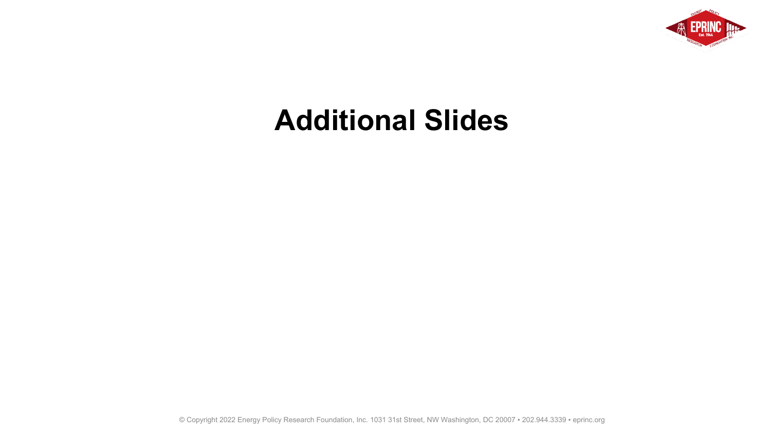# Additional Slides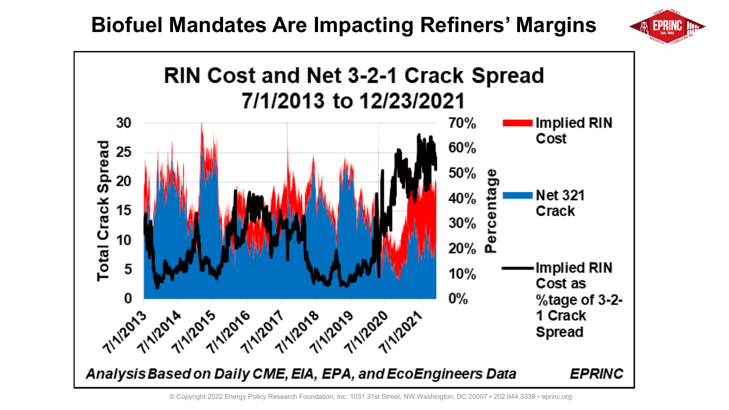# Biofuel Mandates Are Impacting Refiners' Margins

## RIN Cost and Net 3-2-1 Crack Spread 7/1/2013 to 12/23/2021

Total Crack Spread: 0, 5, 10, 15, 20, 25, 30

Percentage: 0%, 10%, 20%, 30%, 40%, 50%, 60%, 70%

7/1/2013, 7/1/2014, 7/1/2015, 7/1/2016, 7/1/2017, 7/1/2018, 7/1/2019, 7/1/2020, 7/1/2021

- Implied RIN Cost
- Net 321 Crack
- Implied RIN Cost as %tage of 3-2-1 Crack Spread

*Analysis Based on Daily CME, EIA, EPA, and EcoEngineers Data* ***EPRINC***

© Copyright 2022 Energy Policy Research Foundation, Inc. 1031 31st Street, NW Washington, DC 20007 • 202.944.3339 • eprinc.org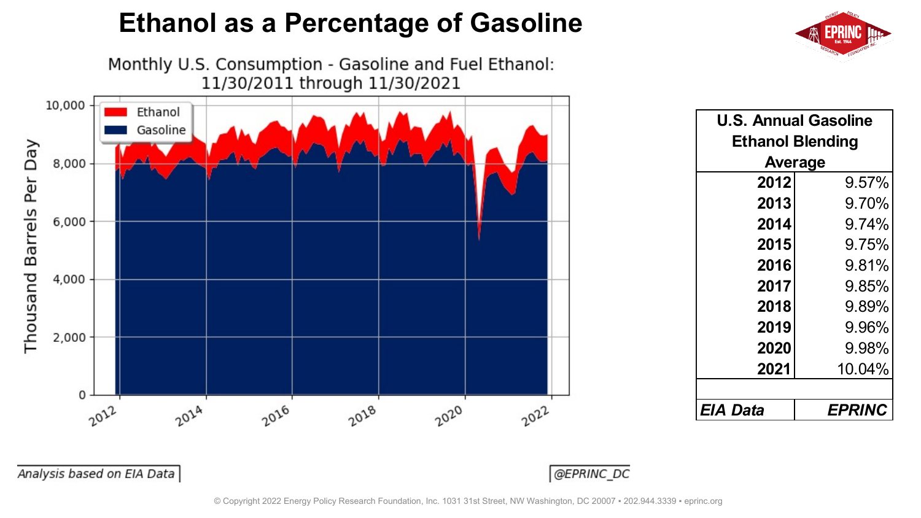# Ethanol as a Percentage of Gasoline

Monthly U.S. Consumption - Gasoline and Fuel Ethanol:
11/30/2011 through 11/30/2021

Ethanol
Gasoline

Thousand Barrels Per Day

10,000
8,000
6,000
4,000
2,000
0

2012
2014
2016
2018
2020
2022

| U.S. Annual Gasoline Ethanol Blending Average | |
|---|---|
| **2012** | 9.57% |
| **2013** | 9.70% |
| **2014** | 9.74% |
| **2015** | 9.75% |
| **2016** | 9.81% |
| **2017** | 9.85% |
| **2018** | 9.89% |
| **2019** | 9.96% |
| **2020** | 9.98% |
| **2021** | 10.04% |
| | |
| ***EIA Data*** | ***EPRINC*** |

*Analysis based on EIA Data*

*@EPRINC_DC*

© Copyright 2022 Energy Policy Research Foundation, Inc. 1031 31st Street, NW Washington, DC 20007 • 202.944.3339 • eprinc.org